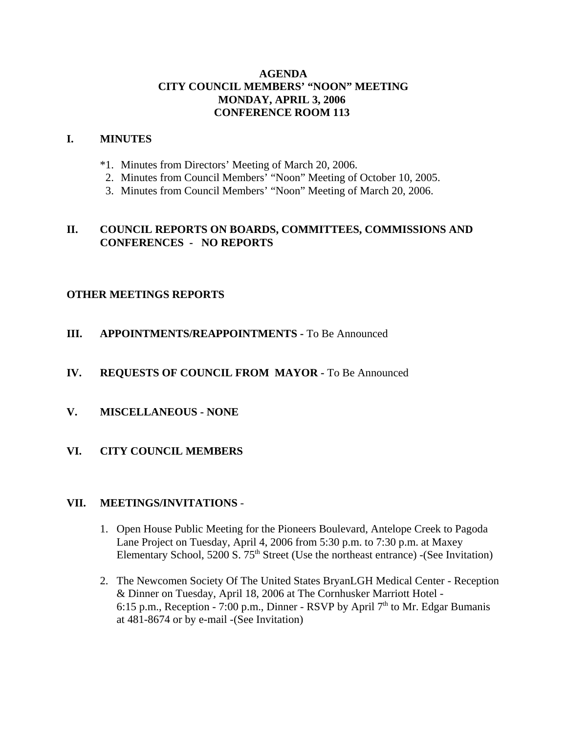# AGENDA
# CITY COUNCIL MEMBERS' "NOON" MEETING
# MONDAY, APRIL 3, 2006
# CONFERENCE ROOM 113

## I. MINUTES

*1. Minutes from Directors' Meeting of March 20, 2006.
2. Minutes from Council Members' "Noon" Meeting of October 10, 2005.
3. Minutes from Council Members' "Noon" Meeting of March 20, 2006.

## II. COUNCIL REPORTS ON BOARDS, COMMITTEES, COMMISSIONS AND CONFERENCES - NO REPORTS

## OTHER MEETINGS REPORTS

## III. APPOINTMENTS/REAPPOINTMENTS - To Be Announced

## IV. REQUESTS OF COUNCIL FROM MAYOR - To Be Announced

## V. MISCELLANEOUS - NONE

## VI. CITY COUNCIL MEMBERS

## VII. MEETINGS/INVITATIONS -

1. Open House Public Meeting for the Pioneers Boulevard, Antelope Creek to Pagoda Lane Project on Tuesday, April 4, 2006 from 5:30 p.m. to 7:30 p.m. at Maxey Elementary School, 5200 S. 75th Street (Use the northeast entrance) -(See Invitation)

2. The Newcomen Society Of The United States BryanLGH Medical Center - Reception & Dinner on Tuesday, April 18, 2006 at The Cornhusker Marriott Hotel - 6:15 p.m., Reception - 7:00 p.m., Dinner - RSVP by April 7th to Mr. Edgar Bumanis at 481-8674 or by e-mail -(See Invitation)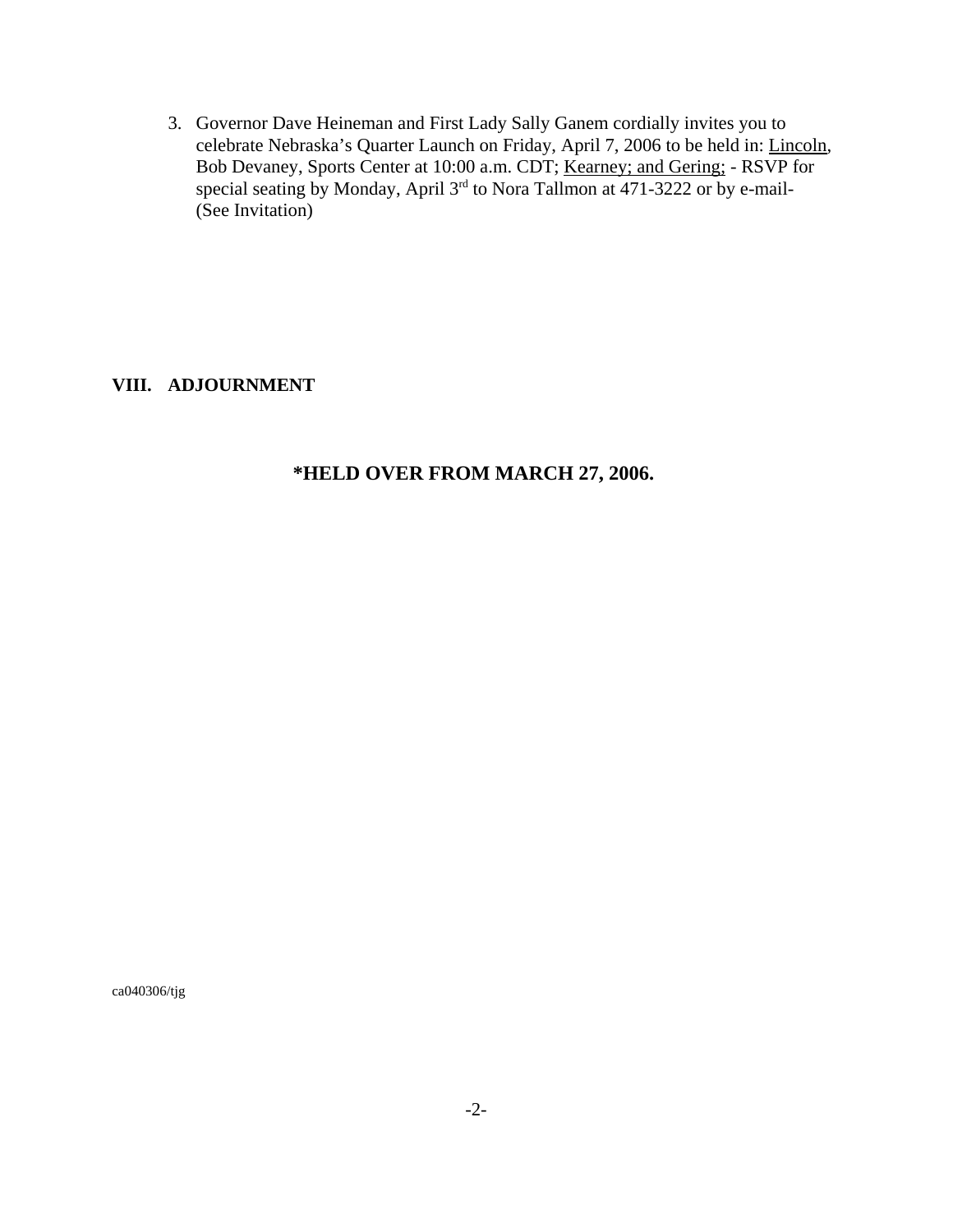3. Governor Dave Heineman and First Lady Sally Ganem cordially invites you to celebrate Nebraska's Quarter Launch on Friday, April 7, 2006 to be held in: Lincoln, Bob Devaney, Sports Center at 10:00 a.m. CDT; Kearney; and Gering; - RSVP for special seating by Monday, April 3rd to Nora Tallmon at 471-3222 or by e-mail- (See Invitation)

**VIII. ADJOURNMENT**

**\*HELD OVER FROM MARCH 27, 2006.**

ca040306/tjg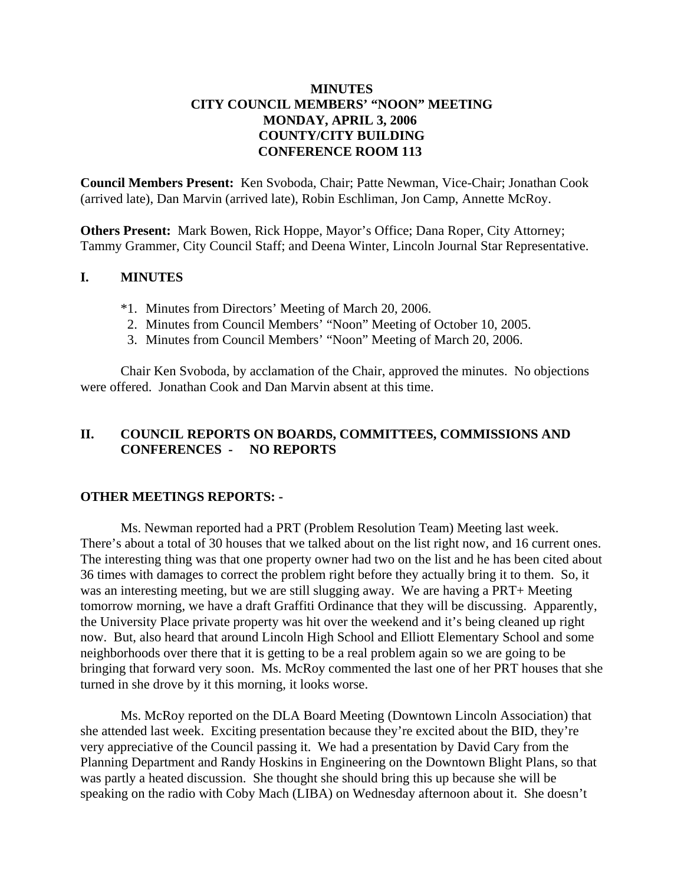**MINUTES**
**CITY COUNCIL MEMBERS' "NOON" MEETING**
**MONDAY, APRIL 3, 2006**
**COUNTY/CITY BUILDING**
**CONFERENCE ROOM 113**

**Council Members Present:** Ken Svoboda, Chair; Patte Newman, Vice-Chair; Jonathan Cook (arrived late), Dan Marvin (arrived late), Robin Eschliman, Jon Camp, Annette McRoy.

**Others Present:** Mark Bowen, Rick Hoppe, Mayor's Office; Dana Roper, City Attorney; Tammy Grammer, City Council Staff; and Deena Winter, Lincoln Journal Star Representative.

## I. MINUTES

*1. Minutes from Directors' Meeting of March 20, 2006.
2. Minutes from Council Members' "Noon" Meeting of October 10, 2005.
3. Minutes from Council Members' "Noon" Meeting of March 20, 2006.

Chair Ken Svoboda, by acclamation of the Chair, approved the minutes. No objections were offered. Jonathan Cook and Dan Marvin absent at this time.

## II. COUNCIL REPORTS ON BOARDS, COMMITTEES, COMMISSIONS AND CONFERENCES - NO REPORTS

**OTHER MEETINGS REPORTS: -**

Ms. Newman reported had a PRT (Problem Resolution Team) Meeting last week. There's about a total of 30 houses that we talked about on the list right now, and 16 current ones. The interesting thing was that one property owner had two on the list and he has been cited about 36 times with damages to correct the problem right before they actually bring it to them. So, it was an interesting meeting, but we are still slugging away. We are having a PRT+ Meeting tomorrow morning, we have a draft Graffiti Ordinance that they will be discussing. Apparently, the University Place private property was hit over the weekend and it's being cleaned up right now. But, also heard that around Lincoln High School and Elliott Elementary School and some neighborhoods over there that it is getting to be a real problem again so we are going to be bringing that forward very soon. Ms. McRoy commented the last one of her PRT houses that she turned in she drove by it this morning, it looks worse.

Ms. McRoy reported on the DLA Board Meeting (Downtown Lincoln Association) that she attended last week. Exciting presentation because they're excited about the BID, they're very appreciative of the Council passing it. We had a presentation by David Cary from the Planning Department and Randy Hoskins in Engineering on the Downtown Blight Plans, so that was partly a heated discussion. She thought she should bring this up because she will be speaking on the radio with Coby Mach (LIBA) on Wednesday afternoon about it. She doesn't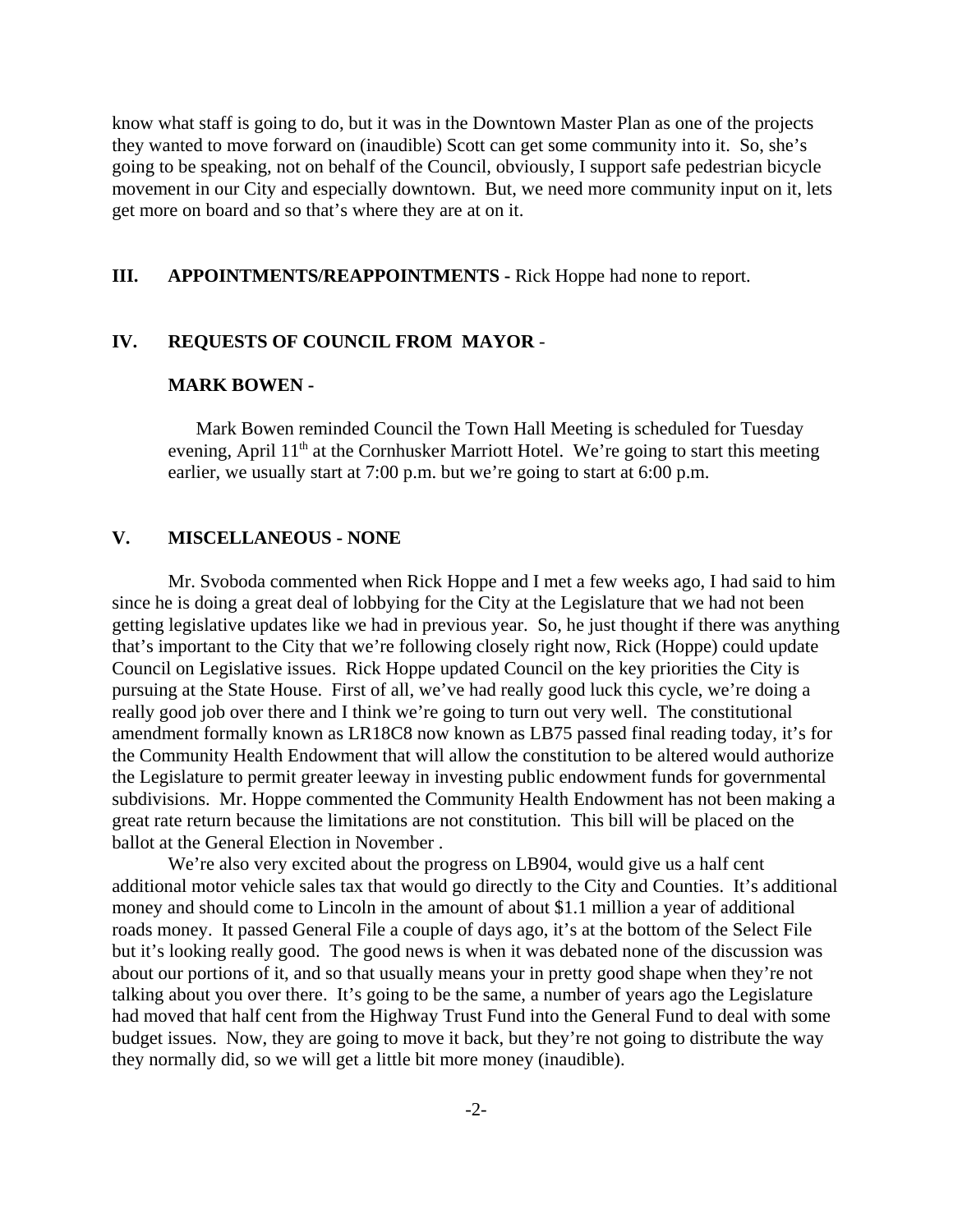know what staff is going to do, but it was in the Downtown Master Plan as one of the projects they wanted to move forward on (inaudible) Scott can get some community into it. So, she's going to be speaking, not on behalf of the Council, obviously, I support safe pedestrian bicycle movement in our City and especially downtown. But, we need more community input on it, lets get more on board and so that's where they are at on it.

**III. APPOINTMENTS/REAPPOINTMENTS -** Rick Hoppe had none to report.

**IV. REQUESTS OF COUNCIL FROM MAYOR** -

**MARK BOWEN -**

Mark Bowen reminded Council the Town Hall Meeting is scheduled for Tuesday evening, April 11th at the Cornhusker Marriott Hotel. We're going to start this meeting earlier, we usually start at 7:00 p.m. but we're going to start at 6:00 p.m.

**V. MISCELLANEOUS - NONE**

Mr. Svoboda commented when Rick Hoppe and I met a few weeks ago, I had said to him since he is doing a great deal of lobbying for the City at the Legislature that we had not been getting legislative updates like we had in previous year. So, he just thought if there was anything that's important to the City that we're following closely right now, Rick (Hoppe) could update Council on Legislative issues. Rick Hoppe updated Council on the key priorities the City is pursuing at the State House. First of all, we've had really good luck this cycle, we're doing a really good job over there and I think we're going to turn out very well. The constitutional amendment formally known as LR18C8 now known as LB75 passed final reading today, it's for the Community Health Endowment that will allow the constitution to be altered would authorize the Legislature to permit greater leeway in investing public endowment funds for governmental subdivisions. Mr. Hoppe commented the Community Health Endowment has not been making a great rate return because the limitations are not constitution. This bill will be placed on the ballot at the General Election in November .

We're also very excited about the progress on LB904, would give us a half cent additional motor vehicle sales tax that would go directly to the City and Counties. It's additional money and should come to Lincoln in the amount of about $1.1 million a year of additional roads money. It passed General File a couple of days ago, it's at the bottom of the Select File but it's looking really good. The good news is when it was debated none of the discussion was about our portions of it, and so that usually means your in pretty good shape when they're not talking about you over there. It's going to be the same, a number of years ago the Legislature had moved that half cent from the Highway Trust Fund into the General Fund to deal with some budget issues. Now, they are going to move it back, but they're not going to distribute the way they normally did, so we will get a little bit more money (inaudible).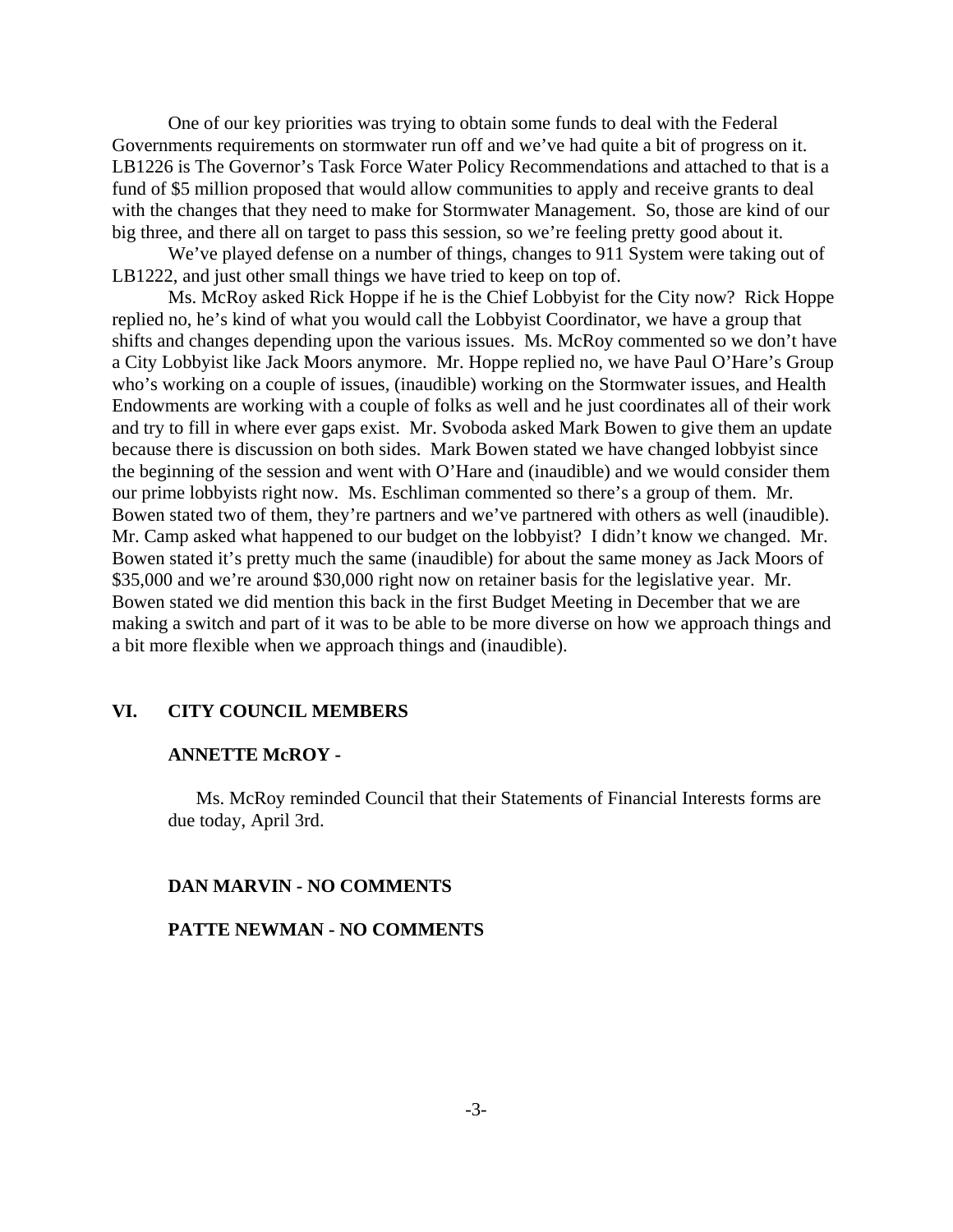One of our key priorities was trying to obtain some funds to deal with the Federal Governments requirements on stormwater run off and we've had quite a bit of progress on it. LB1226 is The Governor's Task Force Water Policy Recommendations and attached to that is a fund of $5 million proposed that would allow communities to apply and receive grants to deal with the changes that they need to make for Stormwater Management. So, those are kind of our big three, and there all on target to pass this session, so we're feeling pretty good about it.

We've played defense on a number of things, changes to 911 System were taking out of LB1222, and just other small things we have tried to keep on top of.

Ms. McRoy asked Rick Hoppe if he is the Chief Lobbyist for the City now? Rick Hoppe replied no, he's kind of what you would call the Lobbyist Coordinator, we have a group that shifts and changes depending upon the various issues. Ms. McRoy commented so we don't have a City Lobbyist like Jack Moors anymore. Mr. Hoppe replied no, we have Paul O'Hare's Group who's working on a couple of issues, (inaudible) working on the Stormwater issues, and Health Endowments are working with a couple of folks as well and he just coordinates all of their work and try to fill in where ever gaps exist. Mr. Svoboda asked Mark Bowen to give them an update because there is discussion on both sides. Mark Bowen stated we have changed lobbyist since the beginning of the session and went with O'Hare and (inaudible) and we would consider them our prime lobbyists right now. Ms. Eschliman commented so there's a group of them. Mr. Bowen stated two of them, they're partners and we've partnered with others as well (inaudible). Mr. Camp asked what happened to our budget on the lobbyist? I didn't know we changed. Mr. Bowen stated it's pretty much the same (inaudible) for about the same money as Jack Moors of $35,000 and we're around $30,000 right now on retainer basis for the legislative year. Mr. Bowen stated we did mention this back in the first Budget Meeting in December that we are making a switch and part of it was to be able to be more diverse on how we approach things and a bit more flexible when we approach things and (inaudible).

## VI. CITY COUNCIL MEMBERS

### ANNETTE McROY -

Ms. McRoy reminded Council that their Statements of Financial Interests forms are due today, April 3rd.

### DAN MARVIN - NO COMMENTS

### PATTE NEWMAN - NO COMMENTS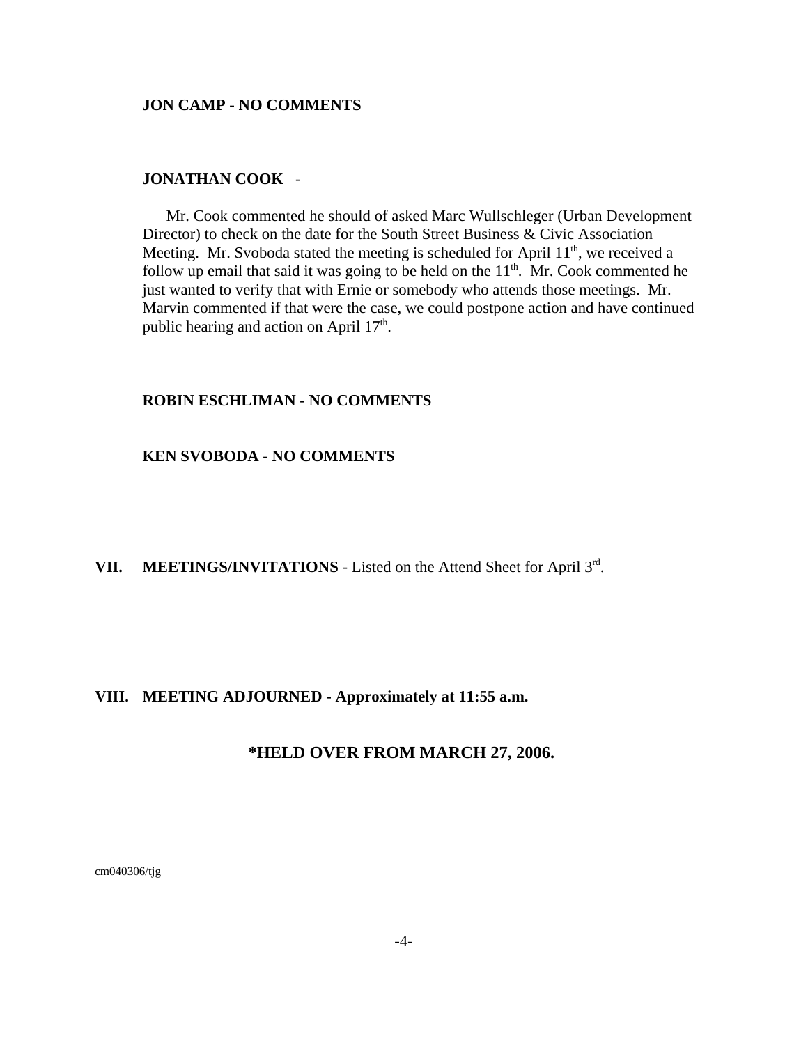**JON CAMP - NO COMMENTS**

**JONATHAN COOK** -

Mr. Cook commented he should of asked Marc Wullschleger (Urban Development Director) to check on the date for the South Street Business & Civic Association Meeting. Mr. Svoboda stated the meeting is scheduled for April 11th, we received a follow up email that said it was going to be held on the 11th. Mr. Cook commented he just wanted to verify that with Ernie or somebody who attends those meetings. Mr. Marvin commented if that were the case, we could postpone action and have continued public hearing and action on April 17th.

**ROBIN ESCHLIMAN - NO COMMENTS**

**KEN SVOBODA - NO COMMENTS**

**VII. MEETINGS/INVITATIONS** - Listed on the Attend Sheet for April 3rd.

**VIII. MEETING ADJOURNED - Approximately at 11:55 a.m.**

**\*HELD OVER FROM MARCH 27, 2006.**

cm040306/tjg